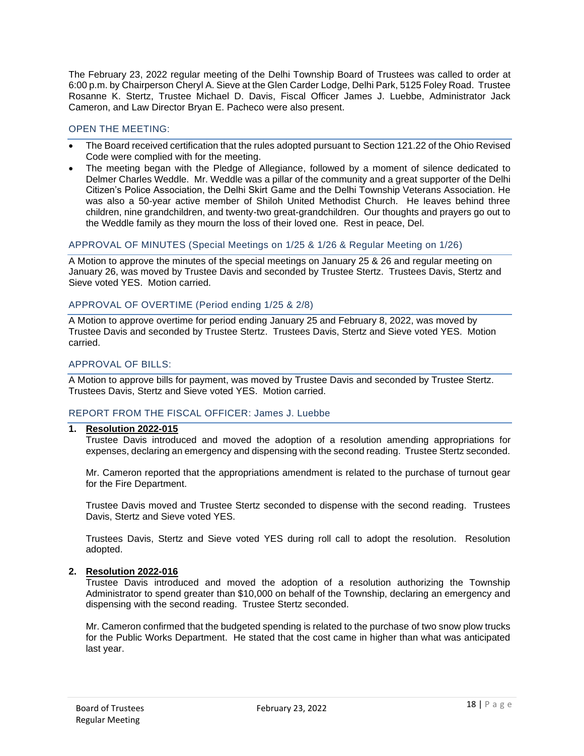The February 23, 2022 regular meeting of the Delhi Township Board of Trustees was called to order at 6:00 p.m. by Chairperson Cheryl A. Sieve at the Glen Carder Lodge, Delhi Park, 5125 Foley Road. Trustee Rosanne K. Stertz, Trustee Michael D. Davis, Fiscal Officer James J. Luebbe, Administrator Jack Cameron, and Law Director Bryan E. Pacheco were also present.

## OPEN THE MEETING:

- The Board received certification that the rules adopted pursuant to Section 121.22 of the Ohio Revised Code were complied with for the meeting.
- The meeting began with the Pledge of Allegiance, followed by a moment of silence dedicated to Delmer Charles Weddle. Mr. Weddle was a pillar of the community and a great supporter of the Delhi Citizen's Police Association, the Delhi Skirt Game and the Delhi Township Veterans Association. He was also a 50-year active member of Shiloh United Methodist Church. He leaves behind three children, nine grandchildren, and twenty-two great-grandchildren. Our thoughts and prayers go out to the Weddle family as they mourn the loss of their loved one. Rest in peace, Del.

## APPROVAL OF MINUTES (Special Meetings on 1/25 & 1/26 & Regular Meeting on 1/26)

A Motion to approve the minutes of the special meetings on January 25 & 26 and regular meeting on January 26, was moved by Trustee Davis and seconded by Trustee Stertz. Trustees Davis, Stertz and Sieve voted YES. Motion carried.

## APPROVAL OF OVERTIME (Period ending 1/25 & 2/8)

A Motion to approve overtime for period ending January 25 and February 8, 2022, was moved by Trustee Davis and seconded by Trustee Stertz. Trustees Davis, Stertz and Sieve voted YES. Motion carried.

## APPROVAL OF BILLS:

A Motion to approve bills for payment, was moved by Trustee Davis and seconded by Trustee Stertz. Trustees Davis, Stertz and Sieve voted YES. Motion carried.

## REPORT FROM THE FISCAL OFFICER: James J. Luebbe

1. **Resolution 2022-015**

   Trustee Davis introduced and moved the adoption of a resolution amending appropriations for expenses, declaring an emergency and dispensing with the second reading. Trustee Stertz seconded.

   Mr. Cameron reported that the appropriations amendment is related to the purchase of turnout gear for the Fire Department.

   Trustee Davis moved and Trustee Stertz seconded to dispense with the second reading. Trustees Davis, Stertz and Sieve voted YES.

   Trustees Davis, Stertz and Sieve voted YES during roll call to adopt the resolution. Resolution adopted.

2. **Resolution 2022-016**

   Trustee Davis introduced and moved the adoption of a resolution authorizing the Township Administrator to spend greater than $10,000 on behalf of the Township, declaring an emergency and dispensing with the second reading. Trustee Stertz seconded.

   Mr. Cameron confirmed that the budgeted spending is related to the purchase of two snow plow trucks for the Public Works Department. He stated that the cost came in higher than what was anticipated last year.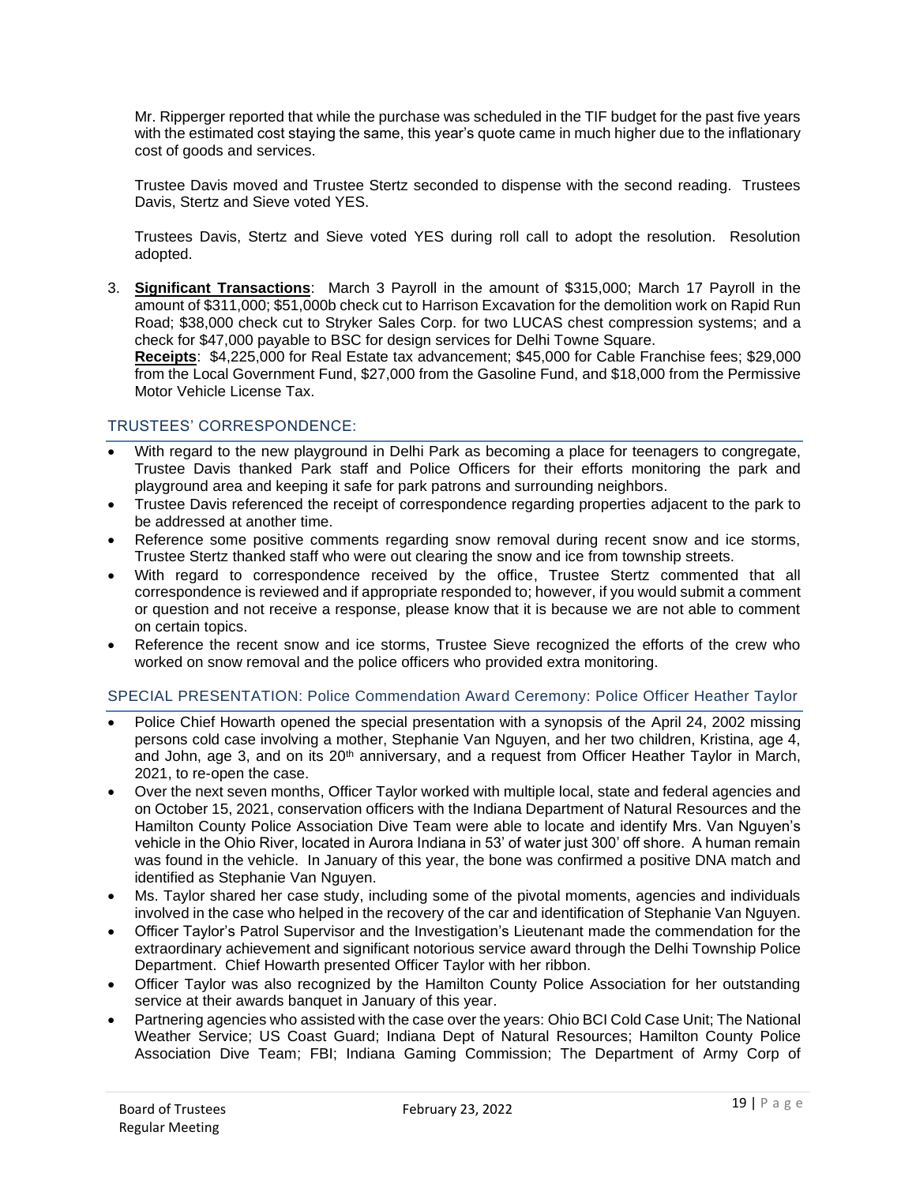Mr. Ripperger reported that while the purchase was scheduled in the TIF budget for the past five years with the estimated cost staying the same, this year's quote came in much higher due to the inflationary cost of goods and services.

Trustee Davis moved and Trustee Stertz seconded to dispense with the second reading. Trustees Davis, Stertz and Sieve voted YES.

Trustees Davis, Stertz and Sieve voted YES during roll call to adopt the resolution. Resolution adopted.

3. **Significant Transactions**: March 3 Payroll in the amount of $315,000; March 17 Payroll in the amount of $311,000; $51,000b check cut to Harrison Excavation for the demolition work on Rapid Run Road; $38,000 check cut to Stryker Sales Corp. for two LUCAS chest compression systems; and a check for $47,000 payable to BSC for design services for Delhi Towne Square.
   **Receipts**: $4,225,000 for Real Estate tax advancement; $45,000 for Cable Franchise fees; $29,000 from the Local Government Fund, $27,000 from the Gasoline Fund, and $18,000 from the Permissive Motor Vehicle License Tax.

## TRUSTEES' CORRESPONDENCE:

- With regard to the new playground in Delhi Park as becoming a place for teenagers to congregate, Trustee Davis thanked Park staff and Police Officers for their efforts monitoring the park and playground area and keeping it safe for park patrons and surrounding neighbors.
- Trustee Davis referenced the receipt of correspondence regarding properties adjacent to the park to be addressed at another time.
- Reference some positive comments regarding snow removal during recent snow and ice storms, Trustee Stertz thanked staff who were out clearing the snow and ice from township streets.
- With regard to correspondence received by the office, Trustee Stertz commented that all correspondence is reviewed and if appropriate responded to; however, if you would submit a comment or question and not receive a response, please know that it is because we are not able to comment on certain topics.
- Reference the recent snow and ice storms, Trustee Sieve recognized the efforts of the crew who worked on snow removal and the police officers who provided extra monitoring.

## SPECIAL PRESENTATION: Police Commendation Award Ceremony: Police Officer Heather Taylor

- Police Chief Howarth opened the special presentation with a synopsis of the April 24, 2002 missing persons cold case involving a mother, Stephanie Van Nguyen, and her two children, Kristina, age 4, and John, age 3, and on its 20th anniversary, and a request from Officer Heather Taylor in March, 2021, to re-open the case.
- Over the next seven months, Officer Taylor worked with multiple local, state and federal agencies and on October 15, 2021, conservation officers with the Indiana Department of Natural Resources and the Hamilton County Police Association Dive Team were able to locate and identify Mrs. Van Nguyen's vehicle in the Ohio River, located in Aurora Indiana in 53' of water just 300' off shore. A human remain was found in the vehicle. In January of this year, the bone was confirmed a positive DNA match and identified as Stephanie Van Nguyen.
- Ms. Taylor shared her case study, including some of the pivotal moments, agencies and individuals involved in the case who helped in the recovery of the car and identification of Stephanie Van Nguyen.
- Officer Taylor's Patrol Supervisor and the Investigation's Lieutenant made the commendation for the extraordinary achievement and significant notorious service award through the Delhi Township Police Department. Chief Howarth presented Officer Taylor with her ribbon.
- Officer Taylor was also recognized by the Hamilton County Police Association for her outstanding service at their awards banquet in January of this year.
- Partnering agencies who assisted with the case over the years: Ohio BCI Cold Case Unit; The National Weather Service; US Coast Guard; Indiana Dept of Natural Resources; Hamilton County Police Association Dive Team; FBI; Indiana Gaming Commission; The Department of Army Corp of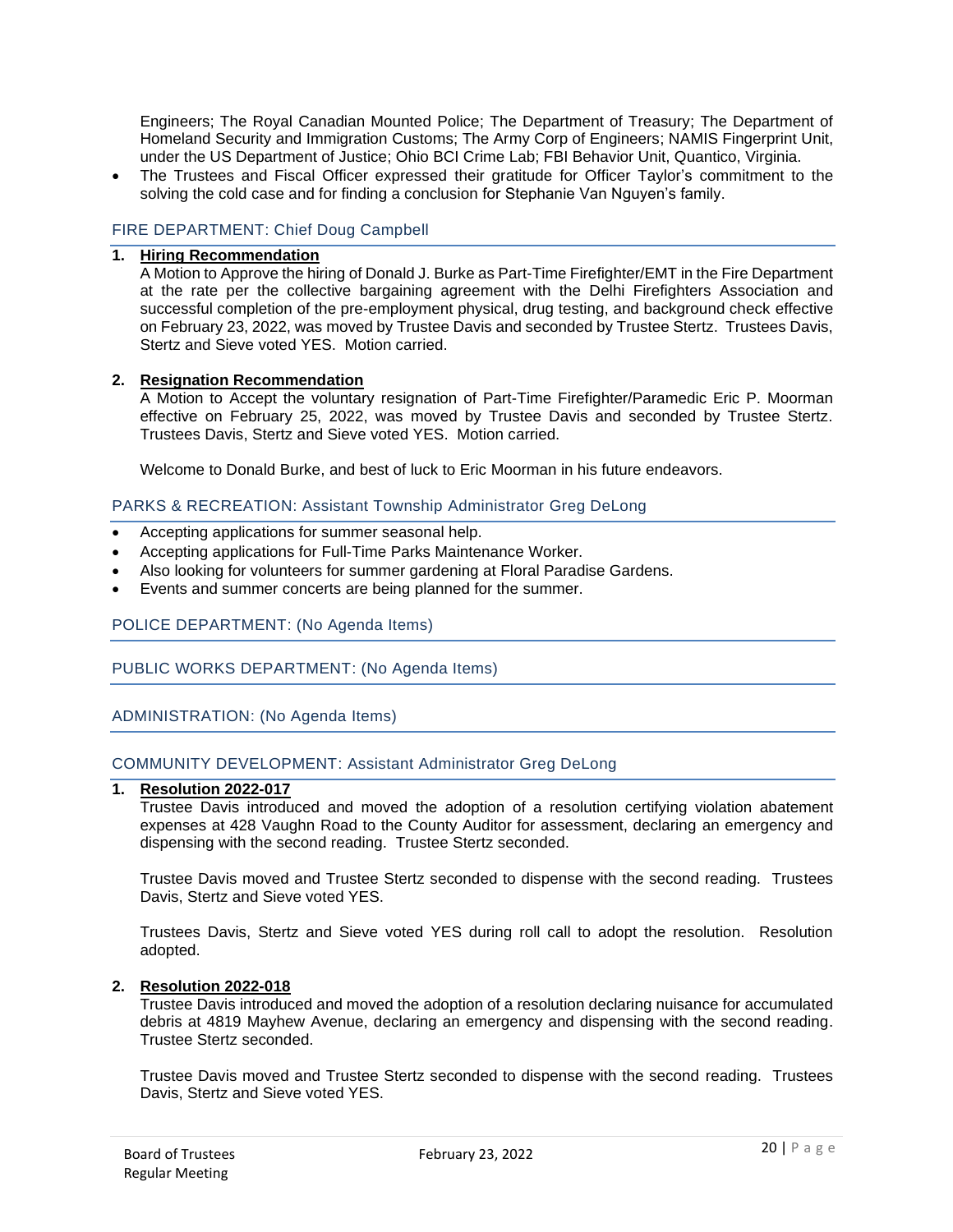Engineers; The Royal Canadian Mounted Police; The Department of Treasury; The Department of Homeland Security and Immigration Customs; The Army Corp of Engineers; NAMIS Fingerprint Unit, under the US Department of Justice; Ohio BCI Crime Lab; FBI Behavior Unit, Quantico, Virginia.

- The Trustees and Fiscal Officer expressed their gratitude for Officer Taylor's commitment to the solving the cold case and for finding a conclusion for Stephanie Van Nguyen's family.

## FIRE DEPARTMENT: Chief Doug Campbell

1. **Hiring Recommendation**
   A Motion to Approve the hiring of Donald J. Burke as Part-Time Firefighter/EMT in the Fire Department at the rate per the collective bargaining agreement with the Delhi Firefighters Association and successful completion of the pre-employment physical, drug testing, and background check effective on February 23, 2022, was moved by Trustee Davis and seconded by Trustee Stertz. Trustees Davis, Stertz and Sieve voted YES. Motion carried.

2. **Resignation Recommendation**
   A Motion to Accept the voluntary resignation of Part-Time Firefighter/Paramedic Eric P. Moorman effective on February 25, 2022, was moved by Trustee Davis and seconded by Trustee Stertz. Trustees Davis, Stertz and Sieve voted YES. Motion carried.

   Welcome to Donald Burke, and best of luck to Eric Moorman in his future endeavors.

## PARKS & RECREATION: Assistant Township Administrator Greg DeLong

- Accepting applications for summer seasonal help.
- Accepting applications for Full-Time Parks Maintenance Worker.
- Also looking for volunteers for summer gardening at Floral Paradise Gardens.
- Events and summer concerts are being planned for the summer.

## POLICE DEPARTMENT: (No Agenda Items)

## PUBLIC WORKS DEPARTMENT: (No Agenda Items)

## ADMINISTRATION: (No Agenda Items)

## COMMUNITY DEVELOPMENT: Assistant Administrator Greg DeLong

1. **Resolution 2022-017**
   Trustee Davis introduced and moved the adoption of a resolution certifying violation abatement expenses at 428 Vaughn Road to the County Auditor for assessment, declaring an emergency and dispensing with the second reading. Trustee Stertz seconded.

   Trustee Davis moved and Trustee Stertz seconded to dispense with the second reading. Trustees Davis, Stertz and Sieve voted YES.

   Trustees Davis, Stertz and Sieve voted YES during roll call to adopt the resolution. Resolution adopted.

2. **Resolution 2022-018**
   Trustee Davis introduced and moved the adoption of a resolution declaring nuisance for accumulated debris at 4819 Mayhew Avenue, declaring an emergency and dispensing with the second reading. Trustee Stertz seconded.

   Trustee Davis moved and Trustee Stertz seconded to dispense with the second reading. Trustees Davis, Stertz and Sieve voted YES.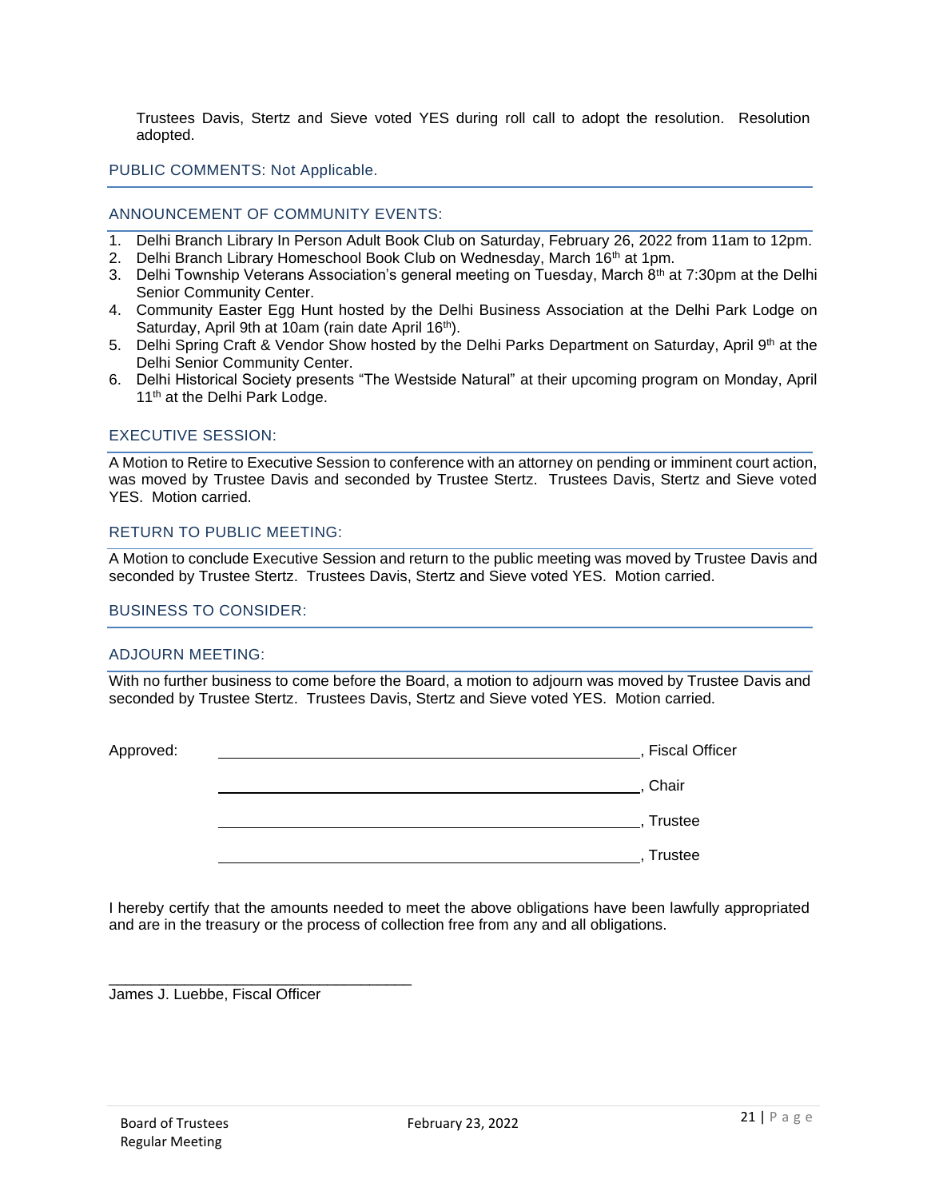Trustees Davis, Stertz and Sieve voted YES during roll call to adopt the resolution. Resolution adopted.

## PUBLIC COMMENTS: Not Applicable.

## ANNOUNCEMENT OF COMMUNITY EVENTS:

1. Delhi Branch Library In Person Adult Book Club on Saturday, February 26, 2022 from 11am to 12pm.
2. Delhi Branch Library Homeschool Book Club on Wednesday, March 16th at 1pm.
3. Delhi Township Veterans Association's general meeting on Tuesday, March 8th at 7:30pm at the Delhi Senior Community Center.
4. Community Easter Egg Hunt hosted by the Delhi Business Association at the Delhi Park Lodge on Saturday, April 9th at 10am (rain date April 16th).
5. Delhi Spring Craft & Vendor Show hosted by the Delhi Parks Department on Saturday, April 9th at the Delhi Senior Community Center.
6. Delhi Historical Society presents "The Westside Natural" at their upcoming program on Monday, April 11th at the Delhi Park Lodge.

## EXECUTIVE SESSION:

A Motion to Retire to Executive Session to conference with an attorney on pending or imminent court action, was moved by Trustee Davis and seconded by Trustee Stertz. Trustees Davis, Stertz and Sieve voted YES. Motion carried.

## RETURN TO PUBLIC MEETING:

A Motion to conclude Executive Session and return to the public meeting was moved by Trustee Davis and seconded by Trustee Stertz. Trustees Davis, Stertz and Sieve voted YES. Motion carried.

## BUSINESS TO CONSIDER:

## ADJOURN MEETING:

With no further business to come before the Board, a motion to adjourn was moved by Trustee Davis and seconded by Trustee Stertz. Trustees Davis, Stertz and Sieve voted YES. Motion carried.

Approved: \_\_\_\_\_\_\_\_\_\_\_\_\_\_\_\_\_\_\_\_\_\_\_\_\_\_\_\_\_\_\_\_\_\_\_\_\_\_\_\_, Fiscal Officer

\_\_\_\_\_\_\_\_\_\_\_\_\_\_\_\_\_\_\_\_\_\_\_\_\_\_\_\_\_\_\_\_\_\_\_\_\_\_\_\_, Chair

\_\_\_\_\_\_\_\_\_\_\_\_\_\_\_\_\_\_\_\_\_\_\_\_\_\_\_\_\_\_\_\_\_\_\_\_\_\_\_\_, Trustee

\_\_\_\_\_\_\_\_\_\_\_\_\_\_\_\_\_\_\_\_\_\_\_\_\_\_\_\_\_\_\_\_\_\_\_\_\_\_\_\_, Trustee

I hereby certify that the amounts needed to meet the above obligations have been lawfully appropriated and are in the treasury or the process of collection free from any and all obligations.

\_\_\_\_\_\_\_\_\_\_\_\_\_\_\_\_\_\_\_\_\_\_\_\_\_\_\_\_\_\_\_\_\_\_\_
James J. Luebbe, Fiscal Officer